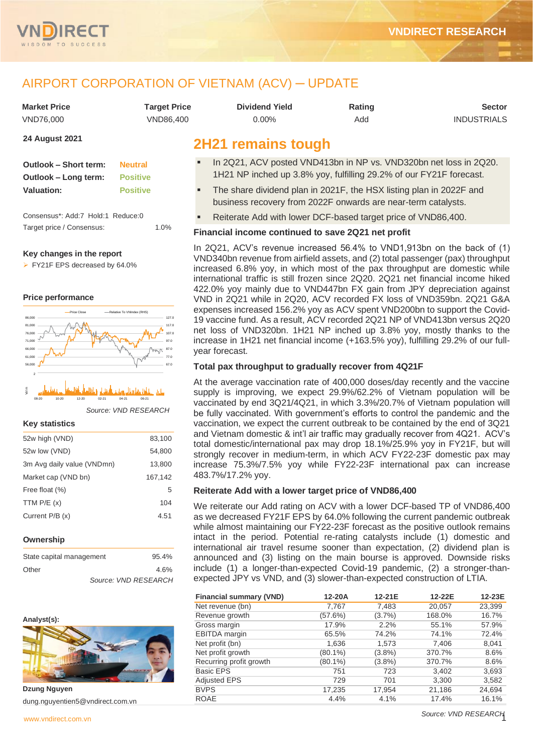# AIRPORT CORPORATION OF VIETNAM (ACV) ─ UPDATE

| Market Price | Target Price | Dividend Yield | Rating | Sector |
|---|---|---|---|---|
| VND76,000 | VND86,400 | 0.00% | Add | INDUSTRIALS |

**24 August 2021**

| | |
|---|---|
| **Outlook – Short term:** | Neutral |
| **Outlook – Long term:** | Positive |
| **Valuation:** | Positive |

Consensus*: Add:7 Hold:1 Reduce:0

Target price / Consensus: 1.0%

**Key changes in the report**

- FY21F EPS decreased by 64.0%

**Price performance**

Source: VND RESEARCH

**Key statistics**

| | |
|---|---|
| 52w high (VND) | 83,100 |
| 52w low (VND) | 54,800 |
| 3m Avg daily value (VNDmn) | 13,800 |
| Market cap (VND bn) | 167,142 |
| Free float (%) | 5 |
| TTM P/E (x) | 104 |
| Current P/B (x) | 4.51 |

**Ownership**

| | |
|---|---|
| State capital management | 95.4% |
| Other | 4.6% |

Source: VND RESEARCH

**Analyst(s):**

**Dzung Nguyen**

dung.nguyentien5@vndirect.com.vn

## 2H21 remains tough

- In 2Q21, ACV posted VND413bn in NP vs. VND320bn net loss in 2Q20. 1H21 NP inched up 3.8% yoy, fulfilling 29.2% of our FY21F forecast.
- The share dividend plan in 2021F, the HSX listing plan in 2022F and business recovery from 2022F onwards are near-term catalysts.
- Reiterate Add with lower DCF-based target price of VND86,400.

### Financial income continued to save 2Q21 net profit

In 2Q21, ACV's revenue increased 56.4% to VND1,913bn on the back of (1) VND340bn revenue from airfield assets, and (2) total passenger (pax) throughput increased 6.8% yoy, in which most of the pax throughput are domestic while international traffic is still frozen since 2Q20. 2Q21 net financial income hiked 422.0% yoy mainly due to VND447bn FX gain from JPY depreciation against VND in 2Q21 while in 2Q20, ACV recorded FX loss of VND359bn. 2Q21 G&A expenses increased 156.2% yoy as ACV spent VND200bn to support the Covid-19 vaccine fund. As a result, ACV recorded 2Q21 NP of VND413bn versus 2Q20 net loss of VND320bn. 1H21 NP inched up 3.8% yoy, mostly thanks to the increase in 1H21 net financial income (+163.5% yoy), fulfilling 29.2% of our full-year forecast.

### Total pax throughput to gradually recover from 4Q21F

At the average vaccination rate of 400,000 doses/day recently and the vaccine supply is improving, we expect 29.9%/62.2% of Vietnam population will be vaccinated by end 3Q21/4Q21, in which 3.3%/20.7% of Vietnam population will be fully vaccinated. With government's efforts to control the pandemic and the vaccination, we expect the current outbreak to be contained by the end of 3Q21 and Vietnam domestic & int'l air traffic may gradually recover from 4Q21. ACV's total domestic/international pax may drop 18.1%/25.9% yoy in FY21F, but will strongly recover in medium-term, in which ACV FY22-23F domestic pax may increase 75.3%/7.5% yoy while FY22-23F international pax can increase 483.7%/17.2% yoy.

### Reiterate Add with a lower target price of VND86,400

We reiterate our Add rating on ACV with a lower DCF-based TP of VND86,400 as we decreased FY21F EPS by 64.0% following the current pandemic outbreak while almost maintaining our FY22-23F forecast as the positive outlook remains intact in the period. Potential re-rating catalysts include (1) domestic and international air travel resume sooner than expectation, (2) dividend plan is announced and (3) listing on the main bourse is approved. Downside risks include (1) a longer-than-expected Covid-19 pandemic, (2) a stronger-than-expected JPY vs VND, and (3) slower-than-expected construction of LTIA.

| Financial summary (VND) | 12-20A | 12-21E | 12-22E | 12-23E |
|---|---|---|---|---|
| Net revenue (bn) | 7,767 | 7,483 | 20,057 | 23,399 |
| Revenue growth | (57.6%) | (3.7%) | 168.0% | 16.7% |
| Gross margin | 17.9% | 2.2% | 55.1% | 57.9% |
| EBITDA margin | 65.5% | 74.2% | 74.1% | 72.4% |
| Net profit (bn) | 1,636 | 1,573 | 7,406 | 8,041 |
| Net profit growth | (80.1%) | (3.8%) | 370.7% | 8.6% |
| Recurring profit growth | (80.1%) | (3.8%) | 370.7% | 8.6% |
| Basic EPS | 751 | 723 | 3,402 | 3,693 |
| Adjusted EPS | 729 | 701 | 3,300 | 3,582 |
| BVPS | 17,235 | 17,954 | 21,186 | 24,694 |
| ROAE | 4.4% | 4.1% | 17.4% | 16.1% |

Source: VND RESEARCH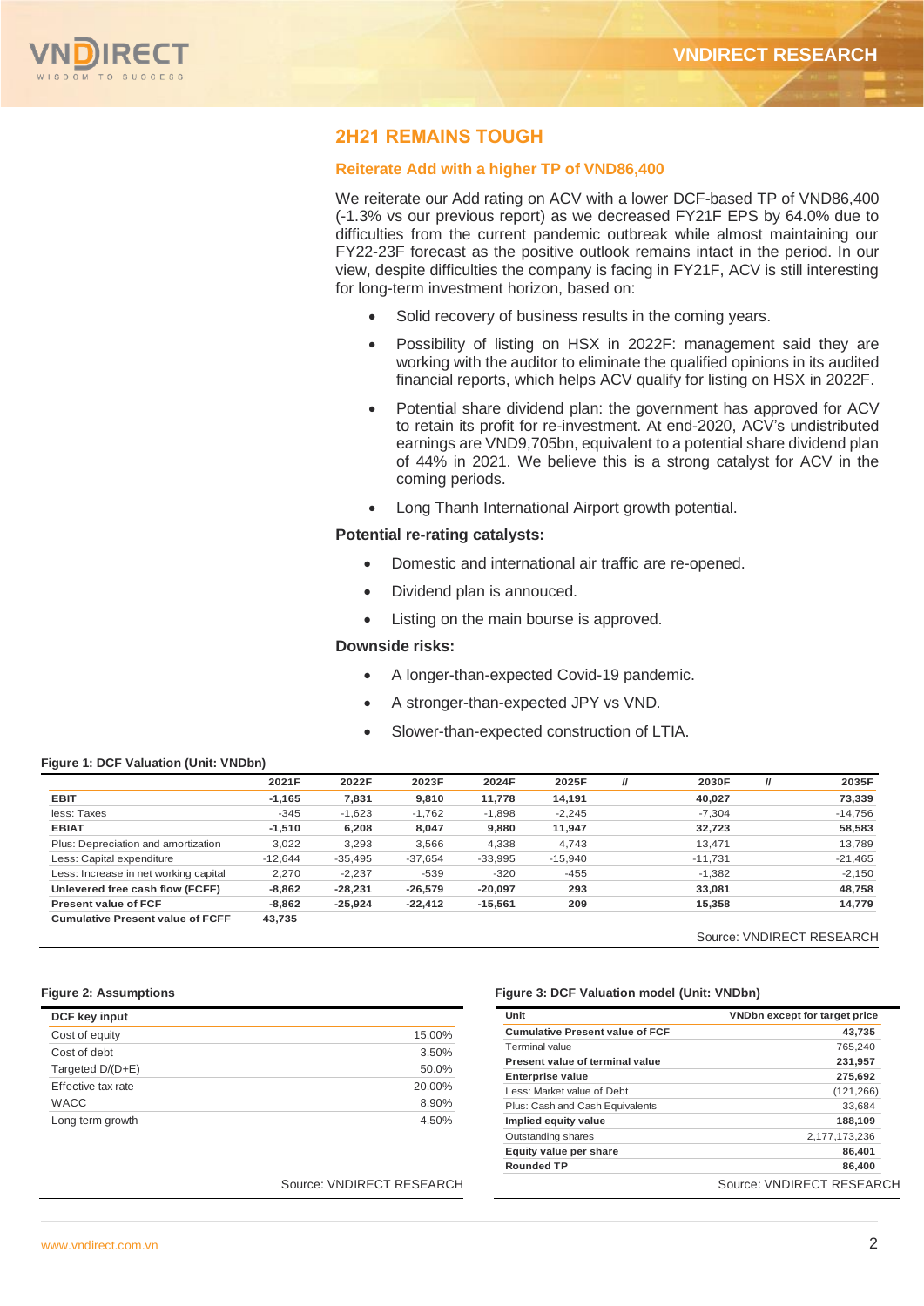## 2H21 REMAINS TOUGH

### Reiterate Add with a higher TP of VND86,400

We reiterate our Add rating on ACV with a lower DCF-based TP of VND86,400 (-1.3% vs our previous report) as we decreased FY21F EPS by 64.0% due to difficulties from the current pandemic outbreak while almost maintaining our FY22-23F forecast as the positive outlook remains intact in the period. In our view, despite difficulties the company is facing in FY21F, ACV is still interesting for long-term investment horizon, based on:

- Solid recovery of business results in the coming years.
- Possibility of listing on HSX in 2022F: management said they are working with the auditor to eliminate the qualified opinions in its audited financial reports, which helps ACV qualify for listing on HSX in 2022F.
- Potential share dividend plan: the government has approved for ACV to retain its profit for re-investment. At end-2020, ACV's undistributed earnings are VND9,705bn, equivalent to a potential share dividend plan of 44% in 2021. We believe this is a strong catalyst for ACV in the coming periods.
- Long Thanh International Airport growth potential.

**Potential re-rating catalysts:**

- Domestic and international air traffic are re-opened.
- Dividend plan is annouced.
- Listing on the main bourse is approved.

**Downside risks:**

- A longer-than-expected Covid-19 pandemic.
- A stronger-than-expected JPY vs VND.
- Slower-than-expected construction of LTIA.

**Figure 1: DCF Valuation (Unit: VNDbn)**

| | 2021F | 2022F | 2023F | 2024F | 2025F | // | 2030F | // | 2035F |
|---|---|---|---|---|---|---|---|---|---|
| **EBIT** | **-1,165** | **7,831** | **9,810** | **11,778** | **14,191** | | **40,027** | | **73,339** |
| less: Taxes | -345 | -1,623 | -1,762 | -1,898 | -2,245 | | -7,304 | | -14,756 |
| **EBIAT** | **-1,510** | **6,208** | **8,047** | **9,880** | **11,947** | | **32,723** | | **58,583** |
| Plus: Depreciation and amortization | 3,022 | 3,293 | 3,566 | 4,338 | 4,743 | | 13,471 | | 13,789 |
| Less: Capital expenditure | -12,644 | -35,495 | -37,654 | -33,995 | -15,940 | | -11,731 | | -21,465 |
| Less: Increase in net working capital | 2,270 | -2,237 | -539 | -320 | -455 | | -1,382 | | -2,150 |
| **Unlevered free cash flow (FCFF)** | **-8,862** | **-28,231** | **-26,579** | **-20,097** | **293** | | **33,081** | | **48,758** |
| **Present value of FCF** | **-8,862** | **-25,924** | **-22,412** | **-15,561** | **209** | | **15,358** | | **14,779** |
| **Cumulative Present value of FCFF** | **43,735** | | | | | | | | |

Source: VNDIRECT RESEARCH

**Figure 2: Assumptions**

| DCF key input | |
|---|---|
| Cost of equity | 15.00% |
| Cost of debt | 3.50% |
| Targeted D/(D+E) | 50.0% |
| Effective tax rate | 20.00% |
| WACC | 8.90% |
| Long term growth | 4.50% |

Source: VNDIRECT RESEARCH

**Figure 3: DCF Valuation model (Unit: VNDbn)**

| Unit | VNDbn except for target price |
|---|---|
| **Cumulative Present value of FCF** | **43,735** |
| Terminal value | 765,240 |
| **Present value of terminal value** | **231,957** |
| **Enterprise value** | **275,692** |
| Less: Market value of Debt | (121,266) |
| Plus: Cash and Cash Equivalents | 33,684 |
| **Implied equity value** | **188,109** |
| Outstanding shares | 2,177,173,236 |
| **Equity value per share** | **86,401** |
| **Rounded TP** | **86,400** |

Source: VNDIRECT RESEARCH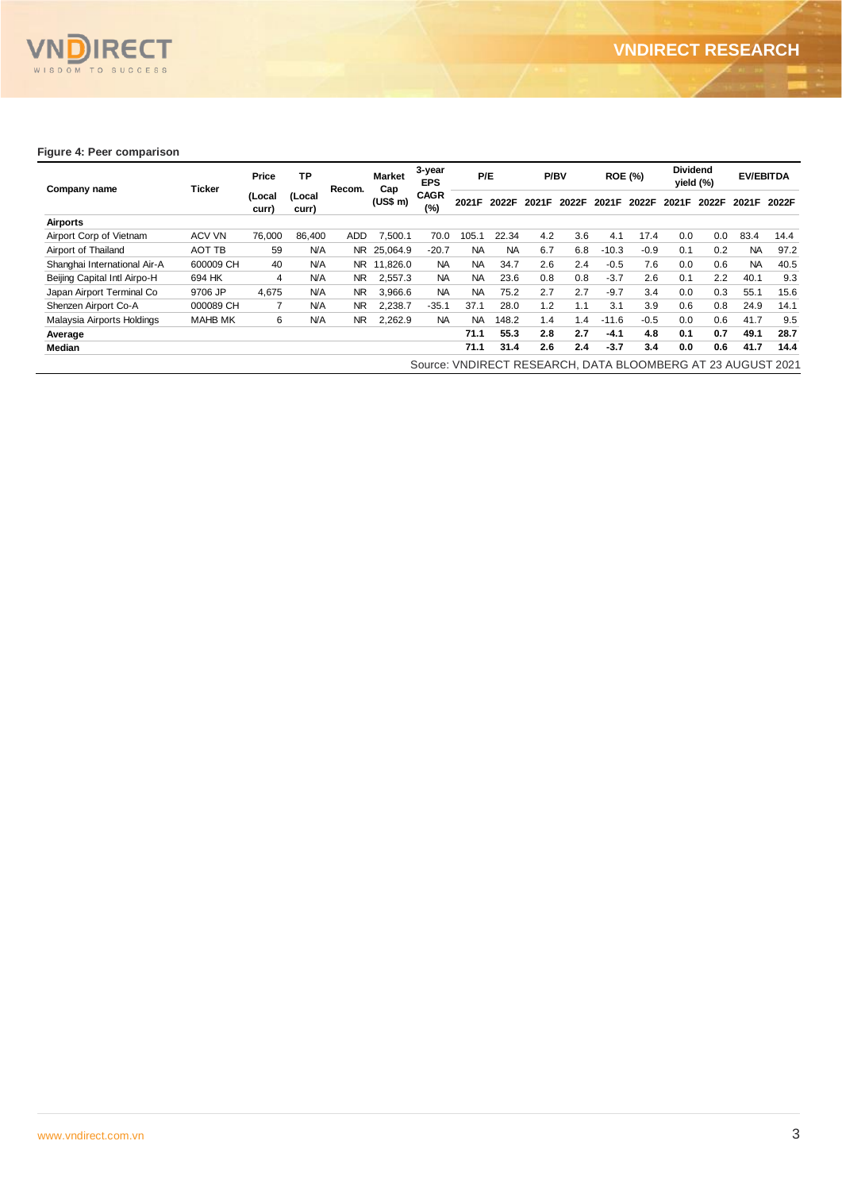**Figure 4: Peer comparison**

| Company name | Ticker | Price (Local curr) | TP (Local curr) | Recom. | Market Cap (US$ m) | 3-year EPS CAGR (%) | P/E | | P/BV | | ROE (%) | | Dividend yield (%) | | EV/EBITDA | |
|---|---|---|---|---|---|---|---|---|---|---|---|---|---|---|---|---|
| | | | | | | | 2021F | 2022F | 2021F | 2022F | 2021F | 2022F | 2021F | 2022F | 2021F | 2022F |
| **Airports** | | | | | | | | | | | | | | | | |
| Airport Corp of Vietnam | ACV VN | 76,000 | 86,400 | ADD | 7,500.1 | 70.0 | 105.1 | 22.34 | 4.2 | 3.6 | 4.1 | 17.4 | 0.0 | 0.0 | 83.4 | 14.4 |
| Airport of Thailand | AOT TB | 59 | N/A | NR | 25,064.9 | -20.7 | NA | NA | 6.7 | 6.8 | -10.3 | -0.9 | 0.1 | 0.2 | NA | 97.2 |
| Shanghai International Air-A | 600009 CH | 40 | N/A | NR | 11,826.0 | NA | NA | 34.7 | 2.6 | 2.4 | -0.5 | 7.6 | 0.0 | 0.6 | NA | 40.5 |
| Beijing Capital Intl Airpo-H | 694 HK | 4 | N/A | NR | 2,557.3 | NA | NA | 23.6 | 0.8 | 0.8 | -3.7 | 2.6 | 0.1 | 2.2 | 40.1 | 9.3 |
| Japan Airport Terminal Co | 9706 JP | 4,675 | N/A | NR | 3,966.6 | NA | NA | 75.2 | 2.7 | 2.7 | -9.7 | 3.4 | 0.0 | 0.3 | 55.1 | 15.6 |
| Shenzen Airport Co-A | 000089 CH | 7 | N/A | NR | 2,238.7 | -35.1 | 37.1 | 28.0 | 1.2 | 1.1 | 3.1 | 3.9 | 0.6 | 0.8 | 24.9 | 14.1 |
| Malaysia Airports Holdings | MAHB MK | 6 | N/A | NR | 2,262.9 | NA | NA | 148.2 | 1.4 | 1.4 | -11.6 | -0.5 | 0.0 | 0.6 | 41.7 | 9.5 |
| **Average** | | | | | | | **71.1** | **55.3** | **2.8** | **2.7** | **-4.1** | **4.8** | **0.1** | **0.7** | **49.1** | **28.7** |
| **Median** | | | | | | | **71.1** | **31.4** | **2.6** | **2.4** | **-3.7** | **3.4** | **0.0** | **0.6** | **41.7** | **14.4** |

Source: VNDIRECT RESEARCH, DATA BLOOMBERG AT 23 AUGUST 2021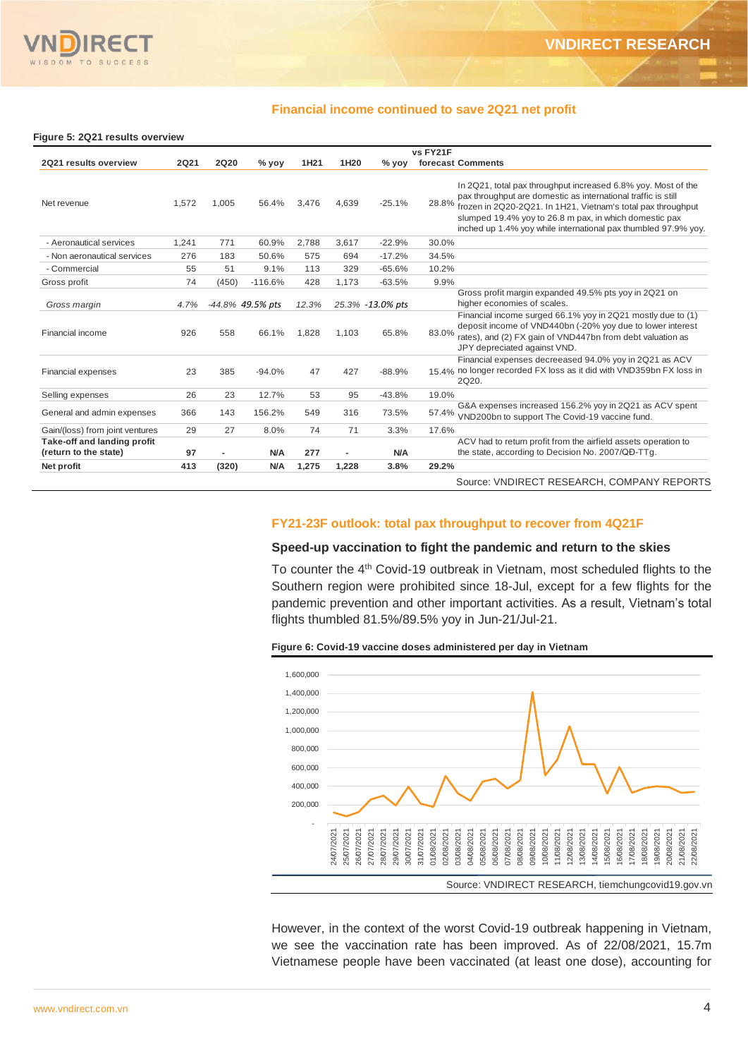## Financial income continued to save 2Q21 net profit

**Figure 5: 2Q21 results overview**

| 2Q21 results overview | 2Q21 | 2Q20 | % yoy | 1H21 | 1H20 | % yoy | vs FY21F forecast | Comments |
|---|---|---|---|---|---|---|---|---|
| Net revenue | 1,572 | 1,005 | 56.4% | 3,476 | 4,639 | -25.1% | 28.8% | In 2Q21, total pax throughput increased 6.8% yoy. Most of the pax throughput are domestic as international traffic is still frozen in 2Q20-2Q21. In 1H21, Vietnam's total pax throughput slumped 19.4% yoy to 26.8 m pax, in which domestic pax inched up 1.4% yoy while international pax thumbled 97.9% yoy. |
| - Aeronautical services | 1,241 | 771 | 60.9% | 2,788 | 3,617 | -22.9% | 30.0% | |
| - Non aeronautical services | 276 | 183 | 50.6% | 575 | 694 | -17.2% | 34.5% | |
| - Commercial | 55 | 51 | 9.1% | 113 | 329 | -65.6% | 10.2% | |
| Gross profit | 74 | (450) | -116.6% | 428 | 1,173 | -63.5% | 9.9% | |
| *Gross margin* | *4.7%* | *-44.8%* | *49.5% pts* | *12.3%* | *25.3%* | *-13.0% pts* | | Gross profit margin expanded 49.5% pts yoy in 2Q21 on higher economies of scales. |
| Financial income | 926 | 558 | 66.1% | 1,828 | 1,103 | 65.8% | 83.0% | Financial income surged 66.1% yoy in 2Q21 mostly due to (1) deposit income of VND440bn (-20% yoy due to lower interest rates), and (2) FX gain of VND447bn from debt valuation as JPY depreciated against VND. |
| Financial expenses | 23 | 385 | -94.0% | 47 | 427 | -88.9% | 15.4% | Financial expenses decreased 94.0% yoy in 2Q21 as ACV no longer recorded FX loss as it did with VND359bn FX loss in 2Q20. |
| Selling expenses | 26 | 23 | 12.7% | 53 | 95 | -43.8% | 19.0% | |
| General and admin expenses | 366 | 143 | 156.2% | 549 | 316 | 73.5% | 57.4% | G&A expenses increased 156.2% yoy in 2Q21 as ACV spent VND200bn to support The Covid-19 vaccine fund. |
| Gain/(loss) from joint ventures | 29 | 27 | 8.0% | 74 | 71 | 3.3% | 17.6% | |
| **Take-off and landing profit (return to the state)** | **97** | **-** | **N/A** | **277** | **-** | **N/A** | | ACV had to return profit from the airfield assets operation to the state, according to Decision No. 2007/QĐ-TTg. |
| **Net profit** | **413** | **(320)** | **N/A** | **1,275** | **1,228** | **3.8%** | **29.2%** | |

Source: VNDIRECT RESEARCH, COMPANY REPORTS

## FY21-23F outlook: total pax throughput to recover from 4Q21F

### Speed-up vaccination to fight the pandemic and return to the skies

To counter the 4th Covid-19 outbreak in Vietnam, most scheduled flights to the Southern region were prohibited since 18-Jul, except for a few flights for the pandemic prevention and other important activities. As a result, Vietnam's total flights thumbled 81.5%/89.5% yoy in Jun-21/Jul-21.

**Figure 6: Covid-19 vaccine doses administered per day in Vietnam**

Source: VNDIRECT RESEARCH, tiemchungcovid19.gov.vn

However, in the context of the worst Covid-19 outbreak happening in Vietnam, we see the vaccination rate has been improved. As of 22/08/2021, 15.7m Vietnamese people have been vaccinated (at least one dose), accounting for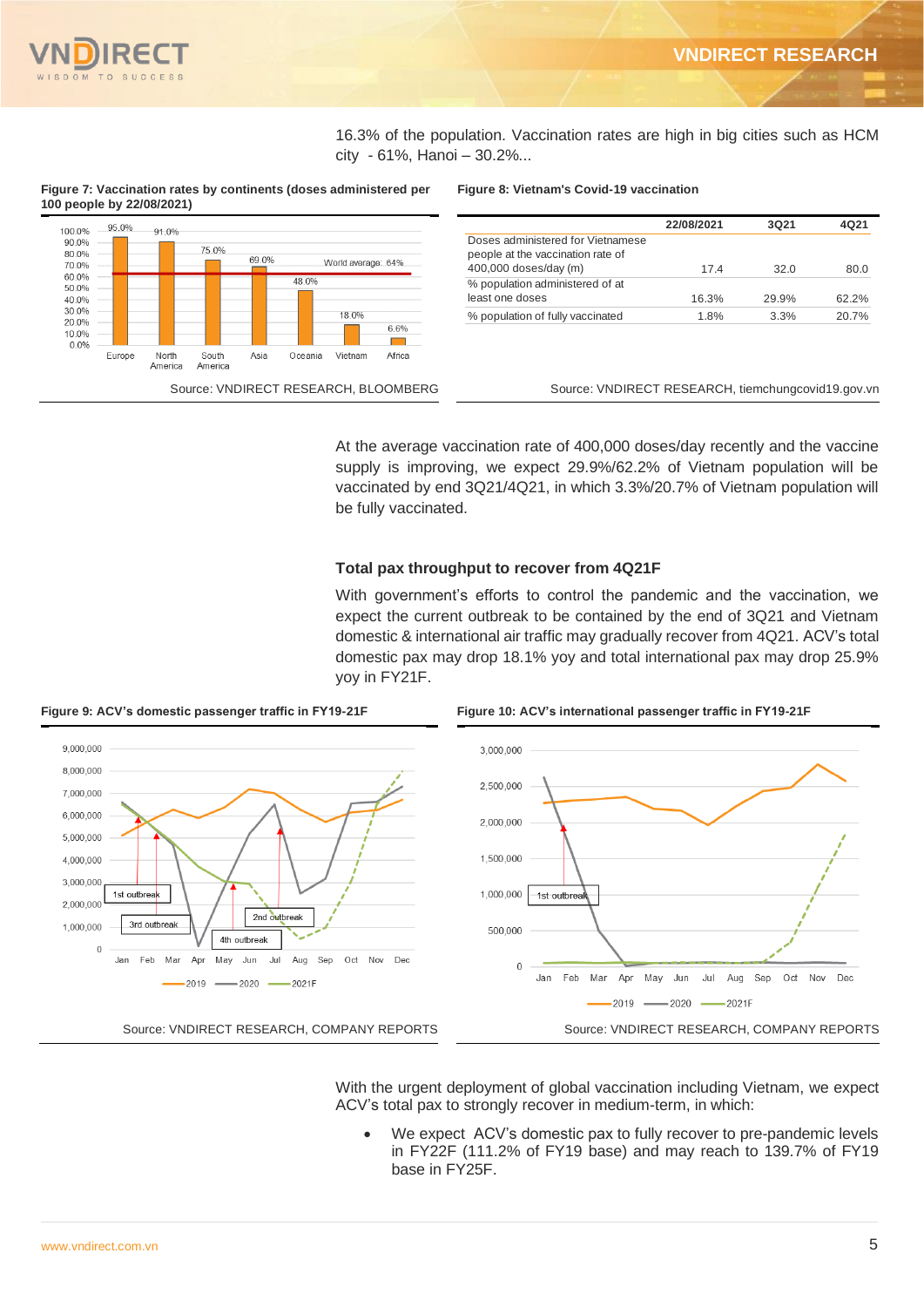16.3% of the population. Vaccination rates are high in big cities such as HCM city - 61%, Hanoi – 30.2%...

**Figure 7: Vaccination rates by continents (doses administered per 100 people by 22/08/2021)**

Source: VNDIRECT RESEARCH, BLOOMBERG

**Figure 8: Vietnam's Covid-19 vaccination**

| | 22/08/2021 | 3Q21 | 4Q21 |
|---|---|---|---|
| Doses administered for Vietnamese people at the vaccination rate of 400,000 doses/day (m) | 17.4 | 32.0 | 80.0 |
| % population administered of at least one doses | 16.3% | 29.9% | 62.2% |
| % population of fully vaccinated | 1.8% | 3.3% | 20.7% |

Source: VNDIRECT RESEARCH, tiemchungcovid19.gov.vn

At the average vaccination rate of 400,000 doses/day recently and the vaccine supply is improving, we expect 29.9%/62.2% of Vietnam population will be vaccinated by end 3Q21/4Q21, in which 3.3%/20.7% of Vietnam population will be fully vaccinated.

### Total pax throughput to recover from 4Q21F

With government's efforts to control the pandemic and the vaccination, we expect the current outbreak to be contained by the end of 3Q21 and Vietnam domestic & international air traffic may gradually recover from 4Q21. ACV's total domestic pax may drop 18.1% yoy and total international pax may drop 25.9% yoy in FY21F.

**Figure 9: ACV's domestic passenger traffic in FY19-21F**

Source: VNDIRECT RESEARCH, COMPANY REPORTS

**Figure 10: ACV's international passenger traffic in FY19-21F**

Source: VNDIRECT RESEARCH, COMPANY REPORTS

With the urgent deployment of global vaccination including Vietnam, we expect ACV's total pax to strongly recover in medium-term, in which:

- We expect ACV's domestic pax to fully recover to pre-pandemic levels in FY22F (111.2% of FY19 base) and may reach to 139.7% of FY19 base in FY25F.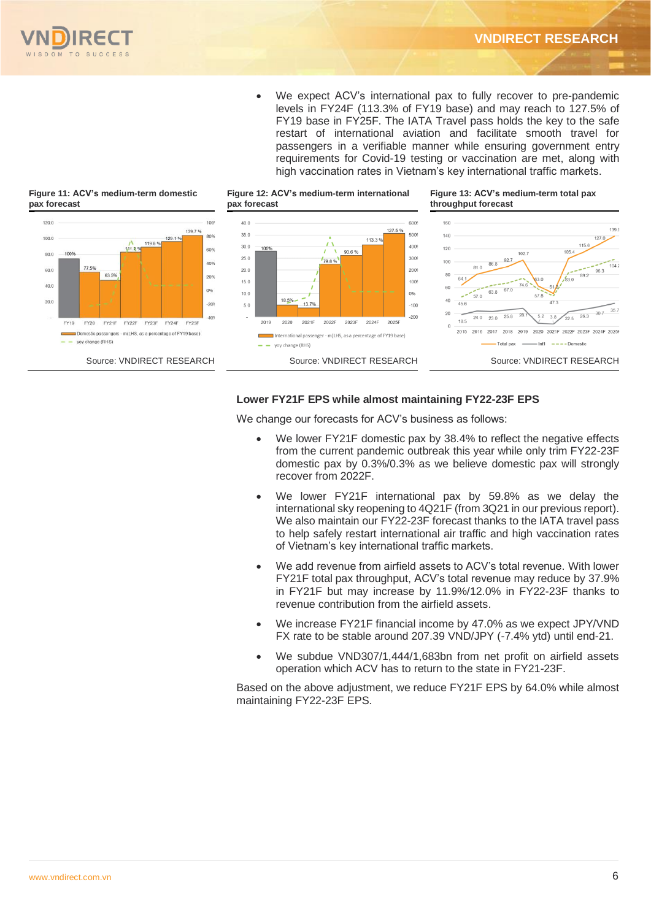- We expect ACV's international pax to fully recover to pre-pandemic levels in FY24F (113.3% of FY19 base) and may reach to 127.5% of FY19 base in FY25F. The IATA Travel pass holds the key to the safe restart of international aviation and facilitate smooth travel for passengers in a verifiable manner while ensuring government entry requirements for Covid-19 testing or vaccination are met, along with high vaccination rates in Vietnam's key international traffic markets.

**Figure 11: ACV's medium-term domestic pax forecast**

Source: VNDIRECT RESEARCH

**Figure 12: ACV's medium-term international pax forecast**

Source: VNDIRECT RESEARCH

**Figure 13: ACV's medium-term total pax throughput forecast**

Source: VNDIRECT RESEARCH

### Lower FY21F EPS while almost maintaining FY22-23F EPS

We change our forecasts for ACV's business as follows:

- We lower FY21F domestic pax by 38.4% to reflect the negative effects from the current pandemic outbreak this year while only trim FY22-23F domestic pax by 0.3%/0.3% as we believe domestic pax will strongly recover from 2022F.
- We lower FY21F international pax by 59.8% as we delay the international sky reopening to 4Q21F (from 3Q21 in our previous report). We also maintain our FY22-23F forecast thanks to the IATA travel pass to help safely restart international air traffic and high vaccination rates of Vietnam's key international traffic markets.
- We add revenue from airfield assets to ACV's total revenue. With lower FY21F total pax throughput, ACV's total revenue may reduce by 37.9% in FY21F but may increase by 11.9%/12.0% in FY22-23F thanks to revenue contribution from the airfield assets.
- We increase FY21F financial income by 47.0% as we expect JPY/VND FX rate to be stable around 207.39 VND/JPY (-7.4% ytd) until end-21.
- We subdue VND307/1,444/1,683bn from net profit on airfield assets operation which ACV has to return to the state in FY21-23F.

Based on the above adjustment, we reduce FY21F EPS by 64.0% while almost maintaining FY22-23F EPS.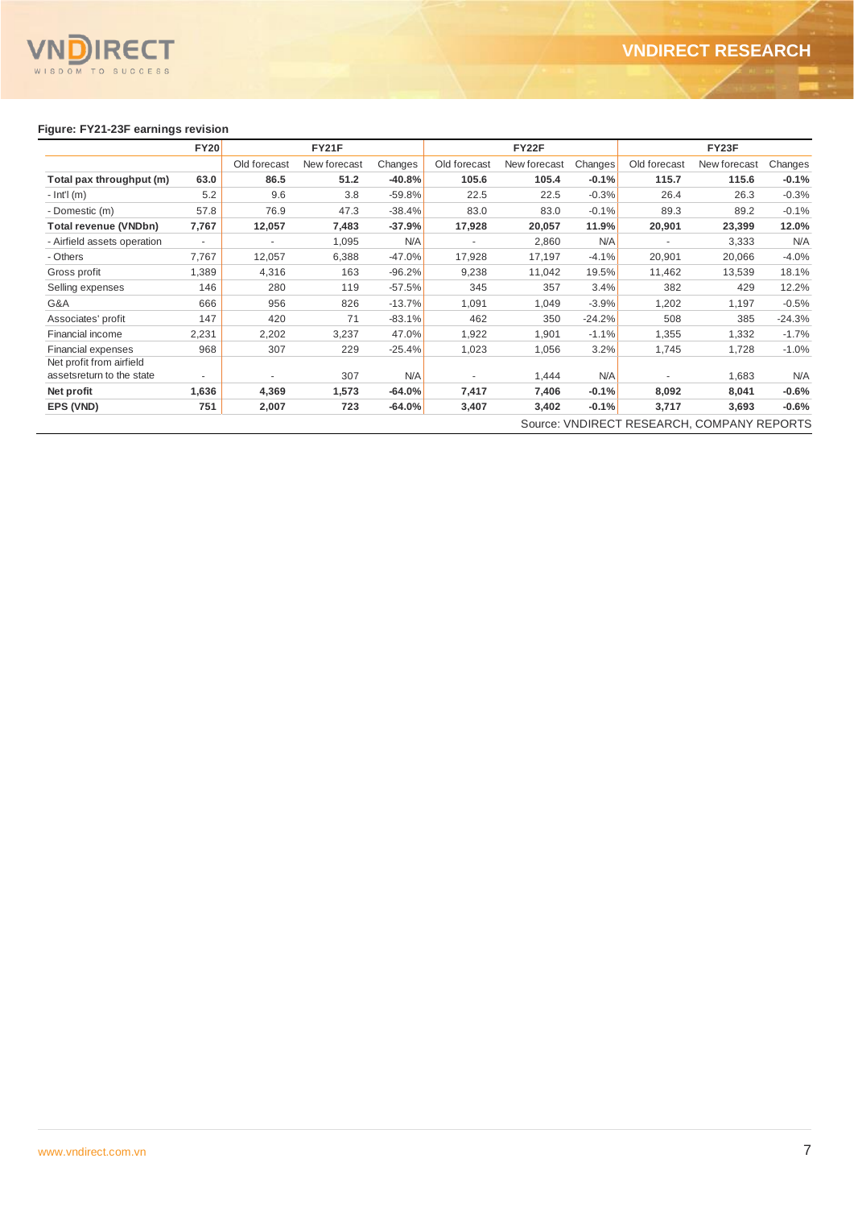**Figure: FY21-23F earnings revision**

| | FY20 | FY21F | | | FY22F | | | FY23F | | |
|---|---|---|---|---|---|---|---|---|---|---|
| | | Old forecast | New forecast | Changes | Old forecast | New forecast | Changes | Old forecast | New forecast | Changes |
| **Total pax throughput (m)** | **63.0** | **86.5** | **51.2** | **-40.8%** | **105.6** | **105.4** | **-0.1%** | **115.7** | **115.6** | **-0.1%** |
| - Int'l (m) | 5.2 | 9.6 | 3.8 | -59.8% | 22.5 | 22.5 | -0.3% | 26.4 | 26.3 | -0.3% |
| - Domestic (m) | 57.8 | 76.9 | 47.3 | -38.4% | 83.0 | 83.0 | -0.1% | 89.3 | 89.2 | -0.1% |
| **Total revenue (VNDbn)** | **7,767** | **12,057** | **7,483** | **-37.9%** | **17,928** | **20,057** | **11.9%** | **20,901** | **23,399** | **12.0%** |
| - Airfield assets operation | - | - | 1,095 | N/A | - | 2,860 | N/A | - | 3,333 | N/A |
| - Others | 7,767 | 12,057 | 6,388 | -47.0% | 17,928 | 17,197 | -4.1% | 20,901 | 20,066 | -4.0% |
| Gross profit | 1,389 | 4,316 | 163 | -96.2% | 9,238 | 11,042 | 19.5% | 11,462 | 13,539 | 18.1% |
| Selling expenses | 146 | 280 | 119 | -57.5% | 345 | 357 | 3.4% | 382 | 429 | 12.2% |
| G&A | 666 | 956 | 826 | -13.7% | 1,091 | 1,049 | -3.9% | 1,202 | 1,197 | -0.5% |
| Associates' profit | 147 | 420 | 71 | -83.1% | 462 | 350 | -24.2% | 508 | 385 | -24.3% |
| Financial income | 2,231 | 2,202 | 3,237 | 47.0% | 1,922 | 1,901 | -1.1% | 1,355 | 1,332 | -1.7% |
| Financial expenses | 968 | 307 | 229 | -25.4% | 1,023 | 1,056 | 3.2% | 1,745 | 1,728 | -1.0% |
| Net profit from airfield assetsreturn to the state | - | - | 307 | N/A | - | 1,444 | N/A | - | 1,683 | N/A |
| **Net profit** | **1,636** | **4,369** | **1,573** | **-64.0%** | **7,417** | **7,406** | **-0.1%** | **8,092** | **8,041** | **-0.6%** |
| **EPS (VND)** | **751** | **2,007** | **723** | **-64.0%** | **3,407** | **3,402** | **-0.1%** | **3,717** | **3,693** | **-0.6%** |

Source: VNDIRECT RESEARCH, COMPANY REPORTS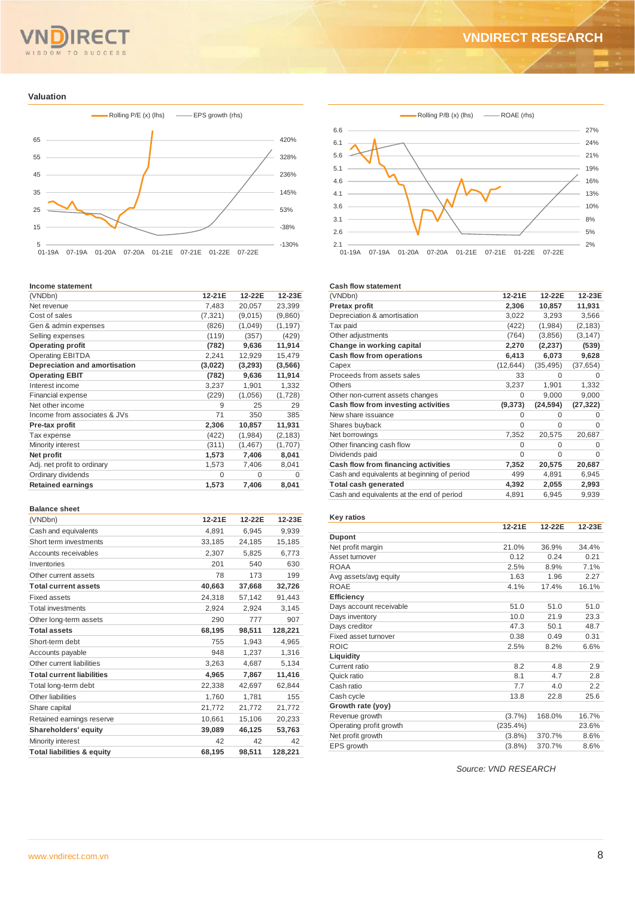## Valuation

Rolling P/E (x) (lhs) — EPS growth (rhs)

Rolling P/B (x) (lhs) — ROAE (rhs)

**Income statement**

| (VNDbn) | 12-21E | 12-22E | 12-23E |
|---|---|---|---|
| Net revenue | 7,483 | 20,057 | 23,399 |
| Cost of sales | (7,321) | (9,015) | (9,860) |
| Gen & admin expenses | (826) | (1,049) | (1,197) |
| Selling expenses | (119) | (357) | (429) |
| **Operating profit** | **(782)** | **9,636** | **11,914** |
| Operating EBITDA | 2,241 | 12,929 | 15,479 |
| **Depreciation and amortisation** | **(3,022)** | **(3,293)** | **(3,566)** |
| **Operating EBIT** | **(782)** | **9,636** | **11,914** |
| Interest income | 3,237 | 1,901 | 1,332 |
| Financial expense | (229) | (1,056) | (1,728) |
| Net other income | 9 | 25 | 29 |
| Income from associates & JVs | 71 | 350 | 385 |
| **Pre-tax profit** | **2,306** | **10,857** | **11,931** |
| Tax expense | (422) | (1,984) | (2,183) |
| Minority interest | (311) | (1,467) | (1,707) |
| **Net profit** | **1,573** | **7,406** | **8,041** |
| Adj. net profit to ordinary | 1,573 | 7,406 | 8,041 |
| Ordinary dividends | 0 | 0 | 0 |
| **Retained earnings** | **1,573** | **7,406** | **8,041** |

**Balance sheet**

| (VNDbn) | 12-21E | 12-22E | 12-23E |
|---|---|---|---|
| Cash and equivalents | 4,891 | 6,945 | 9,939 |
| Short term investments | 33,185 | 24,185 | 15,185 |
| Accounts receivables | 2,307 | 5,825 | 6,773 |
| Inventories | 201 | 540 | 630 |
| Other current assets | 78 | 173 | 199 |
| **Total current assets** | **40,663** | **37,668** | **32,726** |
| Fixed assets | 24,318 | 57,142 | 91,443 |
| Total investments | 2,924 | 2,924 | 3,145 |
| Other long-term assets | 290 | 777 | 907 |
| **Total assets** | **68,195** | **98,511** | **128,221** |
| Short-term debt | 755 | 1,943 | 4,965 |
| Accounts payable | 948 | 1,237 | 1,316 |
| Other current liabilities | 3,263 | 4,687 | 5,134 |
| **Total current liabilities** | **4,965** | **7,867** | **11,416** |
| Total long-term debt | 22,338 | 42,697 | 62,844 |
| Other liabilities | 1,760 | 1,781 | 155 |
| Share capital | 21,772 | 21,772 | 21,772 |
| Retained earnings reserve | 10,661 | 15,106 | 20,233 |
| **Shareholders' equity** | **39,089** | **46,125** | **53,763** |
| Minority interest | 42 | 42 | 42 |
| **Total liabilities & equity** | **68,195** | **98,511** | **128,221** |

**Cash flow statement**

| (VNDbn) | 12-21E | 12-22E | 12-23E |
|---|---|---|---|
| **Pretax profit** | **2,306** | **10,857** | **11,931** |
| Depreciation & amortisation | 3,022 | 3,293 | 3,566 |
| Tax paid | (422) | (1,984) | (2,183) |
| Other adjustments | (764) | (3,856) | (3,147) |
| **Change in working capital** | **2,270** | **(2,237)** | **(539)** |
| **Cash flow from operations** | **6,413** | **6,073** | **9,628** |
| Capex | (12,644) | (35,495) | (37,654) |
| Proceeds from assets sales | 33 | 0 | 0 |
| Others | 3,237 | 1,901 | 1,332 |
| Other non-current assets changes | 0 | 9,000 | 9,000 |
| **Cash flow from investing activities** | **(9,373)** | **(24,594)** | **(27,322)** |
| New share issuance | 0 | 0 | 0 |
| Shares buyback | 0 | 0 | 0 |
| Net borrowings | 7,352 | 20,575 | 20,687 |
| Other financing cash flow | 0 | 0 | 0 |
| Dividends paid | 0 | 0 | 0 |
| **Cash flow from financing activities** | **7,352** | **20,575** | **20,687** |
| Cash and equivalents at beginning of period | 499 | 4,891 | 6,945 |
| **Total cash generated** | **4,392** | **2,055** | **2,993** |
| Cash and equivalents at the end of period | 4,891 | 6,945 | 9,939 |

**Key ratios**

| | 12-21E | 12-22E | 12-23E |
|---|---|---|---|
| **Dupont** | | | |
| Net profit margin | 21.0% | 36.9% | 34.4% |
| Asset turnover | 0.12 | 0.24 | 0.21 |
| ROAA | 2.5% | 8.9% | 7.1% |
| Avg assets/avg equity | 1.63 | 1.96 | 2.27 |
| ROAE | 4.1% | 17.4% | 16.1% |
| **Efficiency** | | | |
| Days account receivable | 51.0 | 51.0 | 51.0 |
| Days inventory | 10.0 | 21.9 | 23.3 |
| Days creditor | 47.3 | 50.1 | 48.7 |
| Fixed asset turnover | 0.38 | 0.49 | 0.31 |
| ROIC | 2.5% | 8.2% | 6.6% |
| **Liquidity** | | | |
| Current ratio | 8.2 | 4.8 | 2.9 |
| Quick ratio | 8.1 | 4.7 | 2.8 |
| Cash ratio | 7.7 | 4.0 | 2.2 |
| Cash cycle | 13.8 | 22.8 | 25.6 |
| **Growth rate (yoy)** | | | |
| Revenue growth | (3.7%) | 168.0% | 16.7% |
| Operating profit growth | (235.4%) | | 23.6% |
| Net profit growth | (3.8%) | 370.7% | 8.6% |
| EPS growth | (3.8%) | 370.7% | 8.6% |

*Source: VND RESEARCH*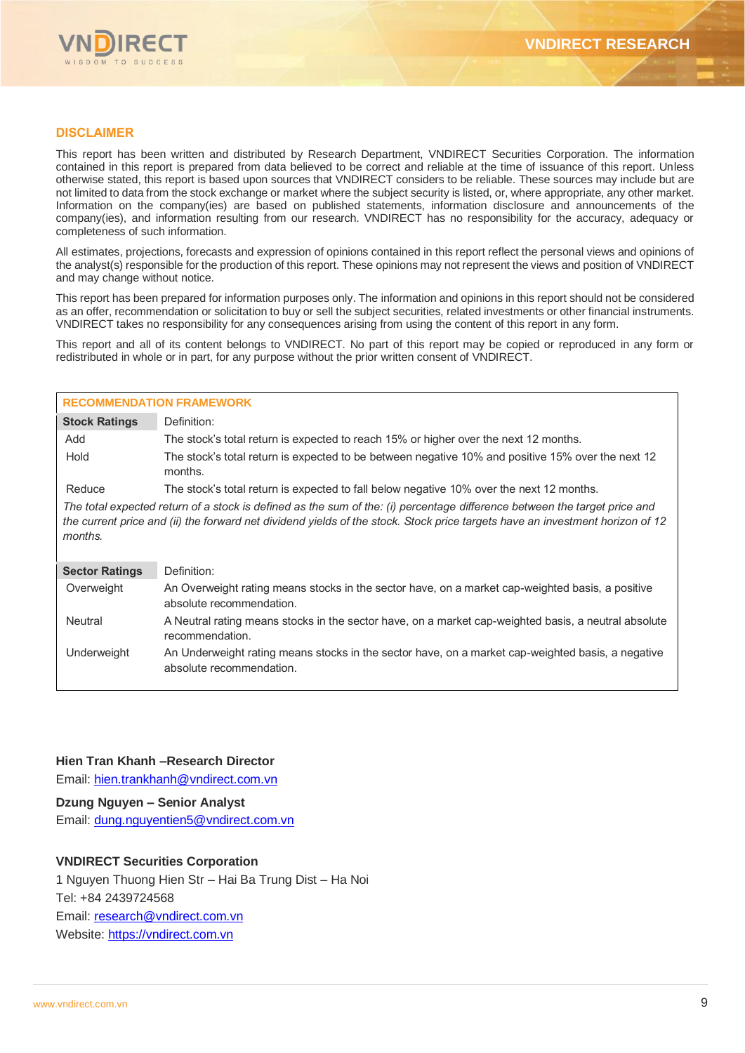## DISCLAIMER

This report has been written and distributed by Research Department, VNDIRECT Securities Corporation. The information contained in this report is prepared from data believed to be correct and reliable at the time of issuance of this report. Unless otherwise stated, this report is based upon sources that VNDIRECT considers to be reliable. These sources may include but are not limited to data from the stock exchange or market where the subject security is listed, or, where appropriate, any other market. Information on the company(ies) are based on published statements, information disclosure and announcements of the company(ies), and information resulting from our research. VNDIRECT has no responsibility for the accuracy, adequacy or completeness of such information.

All estimates, projections, forecasts and expression of opinions contained in this report reflect the personal views and opinions of the analyst(s) responsible for the production of this report. These opinions may not represent the views and position of VNDIRECT and may change without notice.

This report has been prepared for information purposes only. The information and opinions in this report should not be considered as an offer, recommendation or solicitation to buy or sell the subject securities, related investments or other financial instruments. VNDIRECT takes no responsibility for any consequences arising from using the content of this report in any form.

This report and all of its content belongs to VNDIRECT. No part of this report may be copied or reproduced in any form or redistributed in whole or in part, for any purpose without the prior written consent of VNDIRECT.

### RECOMMENDATION FRAMEWORK

| Stock Ratings | Definition: |
|---|---|
| Add | The stock's total return is expected to reach 15% or higher over the next 12 months. |
| Hold | The stock's total return is expected to be between negative 10% and positive 15% over the next 12 months. |
| Reduce | The stock's total return is expected to fall below negative 10% over the next 12 months. |

*The total expected return of a stock is defined as the sum of the: (i) percentage difference between the target price and the current price and (ii) the forward net dividend yields of the stock. Stock price targets have an investment horizon of 12 months.*

| Sector Ratings | Definition: |
|---|---|
| Overweight | An Overweight rating means stocks in the sector have, on a market cap-weighted basis, a positive absolute recommendation. |
| Neutral | A Neutral rating means stocks in the sector have, on a market cap-weighted basis, a neutral absolute recommendation. |
| Underweight | An Underweight rating means stocks in the sector have, on a market cap-weighted basis, a negative absolute recommendation. |

**Hien Tran Khanh –Research Director**
Email: hien.trankhanh@vndirect.com.vn

**Dzung Nguyen – Senior Analyst**
Email: dung.nguyentien5@vndirect.com.vn

**VNDIRECT Securities Corporation**
1 Nguyen Thuong Hien Str – Hai Ba Trung Dist – Ha Noi
Tel: +84 2439724568
Email: research@vndirect.com.vn
Website: https://vndirect.com.vn